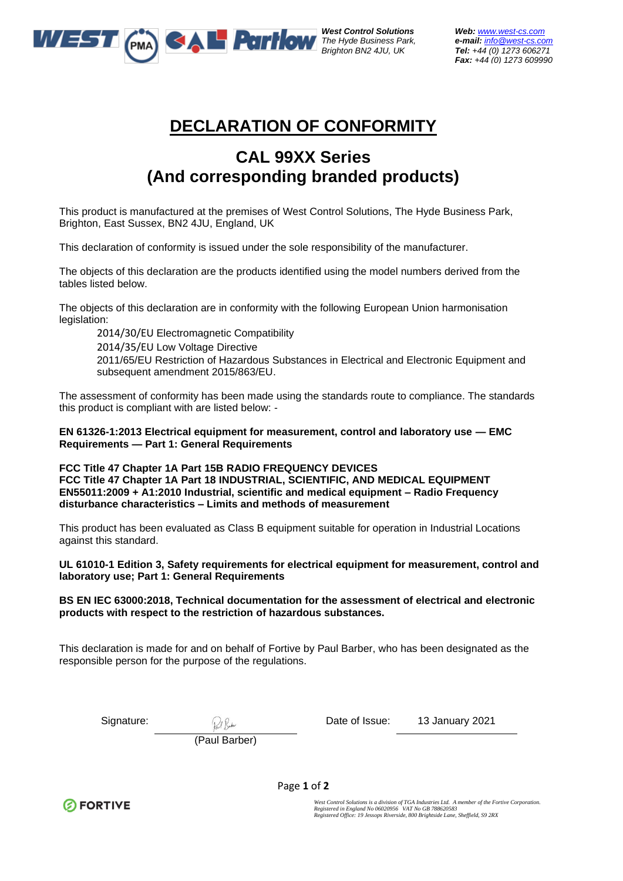**West Control Solutions**
*The Hyde Business Park,*
*Brighton BN2 4JU, UK*

***Web:*** *www.west-cs.com*
***e-mail:*** *info@west-cs.com*
***Tel:*** *+44 (0) 1273 606271*
***Fax:*** *+44 (0) 1273 609990*

# DECLARATION OF CONFORMITY

## CAL 99XX Series
## (And corresponding branded products)

This product is manufactured at the premises of West Control Solutions, The Hyde Business Park, Brighton, East Sussex, BN2 4JU, England, UK

This declaration of conformity is issued under the sole responsibility of the manufacturer.

The objects of this declaration are the products identified using the model numbers derived from the tables listed below.

The objects of this declaration are in conformity with the following European Union harmonisation legislation:

2014/30/EU Electromagnetic Compatibility
2014/35/EU Low Voltage Directive
2011/65/EU Restriction of Hazardous Substances in Electrical and Electronic Equipment and subsequent amendment 2015/863/EU.

The assessment of conformity has been made using the standards route to compliance. The standards this product is compliant with are listed below: -

**EN 61326-1:2013 Electrical equipment for measurement, control and laboratory use — EMC Requirements — Part 1: General Requirements**

**FCC Title 47 Chapter 1A Part 15B RADIO FREQUENCY DEVICES**
**FCC Title 47 Chapter 1A Part 18 INDUSTRIAL, SCIENTIFIC, AND MEDICAL EQUIPMENT**
**EN55011:2009 + A1:2010 Industrial, scientific and medical equipment – Radio Frequency disturbance characteristics – Limits and methods of measurement**

This product has been evaluated as Class B equipment suitable for operation in Industrial Locations against this standard.

**UL 61010-1 Edition 3, Safety requirements for electrical equipment for measurement, control and laboratory use; Part 1: General Requirements**

**BS EN IEC 63000:2018, Technical documentation for the assessment of electrical and electronic products with respect to the restriction of hazardous substances.**

This declaration is made for and on behalf of Fortive by Paul Barber, who has been designated as the responsible person for the purpose of the regulations.

Signature: (Paul Barber)    Date of Issue: 13 January 2021

FORTIVE

*West Control Solutions is a division of TGA Industries Ltd. A member of the Fortive Corporation.*
*Registered in England No 06020956 VAT No GB 788620583*
*Registered Office: 19 Jessops Riverside, 800 Brightside Lane, Sheffield, S9 2RX*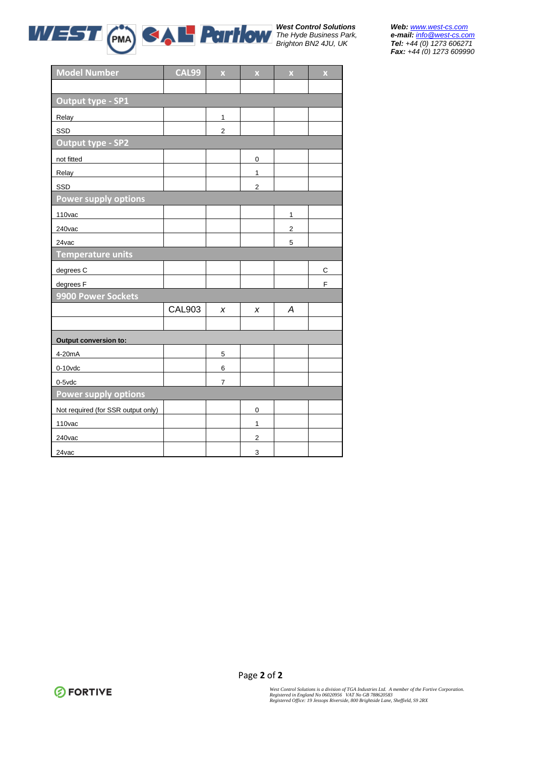West Control Solutions
The Hyde Business Park,
Brighton BN2 4JU, UK

**Web:** www.west-cs.com
**e-mail:** info@west-cs.com
**Tel:** +44 (0) 1273 606271
**Fax:** +44 (0) 1273 609990

| Model Number | CAL99 | x | x | x | x |
|---|---|---|---|---|---|
| | | | | | |
| **Output type - SP1** | | | | | |
| Relay | | 1 | | | |
| SSD | | 2 | | | |
| **Output type - SP2** | | | | | |
| not fitted | | | 0 | | |
| Relay | | | 1 | | |
| SSD | | | 2 | | |
| **Power supply options** | | | | | |
| 110vac | | | | 1 | |
| 240vac | | | | 2 | |
| 24vac | | | | 5 | |
| **Temperature units** | | | | | |
| degrees C | | | | | C |
| degrees F | | | | | F |
| **9900 Power Sockets** | | | | | |
| | CAL903 | x | x | A | |
| | | | | | |
| **Output conversion to:** | | | | | |
| 4-20mA | | 5 | | | |
| 0-10vdc | | 6 | | | |
| 0-5vdc | | 7 | | | |
| **Power supply options** | | | | | |
| Not required (for SSR output only) | | | 0 | | |
| 110vac | | | 1 | | |
| 240vac | | | 2 | | |
| 24vac | | | 3 | | |

FORTIVE

*West Control Solutions is a division of TGA Industries Ltd. A member of the Fortive Corporation.*
*Registered in England No 06020956 VAT No GB 788620583*
*Registered Office: 19 Jessops Riverside, 800 Brightside Lane, Sheffield, S9 2RX*